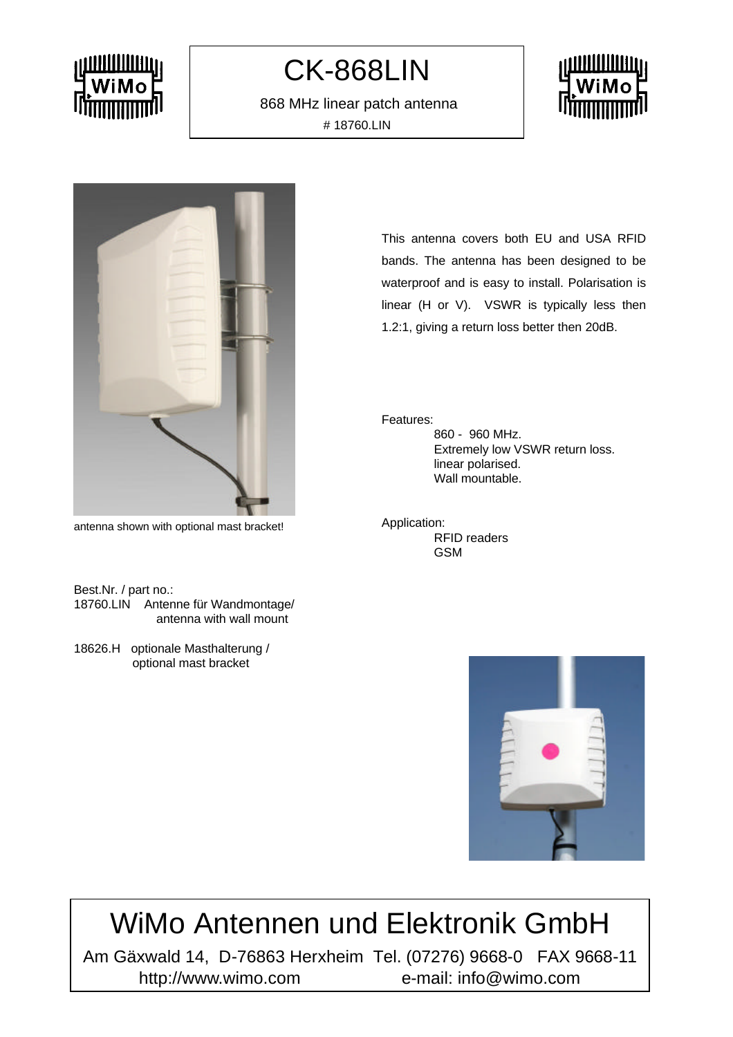# CK-868LIN

868 MHz linear patch antenna

# 18760.LIN

antenna shown with optional mast bracket!

This antenna covers both EU and USA RFID bands. The antenna has been designed to be waterproof and is easy to install. Polarisation is linear (H or V). VSWR is typically less then 1.2:1, giving a return loss better then 20dB.

Features:

- 860 - 960 MHz.
- Extremely low VSWR return loss.
- linear polarised.
- Wall mountable.

Application:

- RFID readers
- GSM

Best.Nr. / part no.:

18760.LIN Antenne für Wandmontage/ antenna with wall mount

18626.H optionale Masthalterung / optional mast bracket

## WiMo Antennen und Elektronik GmbH

Am Gäxwald 14, D-76863 Herxheim Tel. (07276) 9668-0 FAX 9668-11

http://www.wimo.com e-mail: info@wimo.com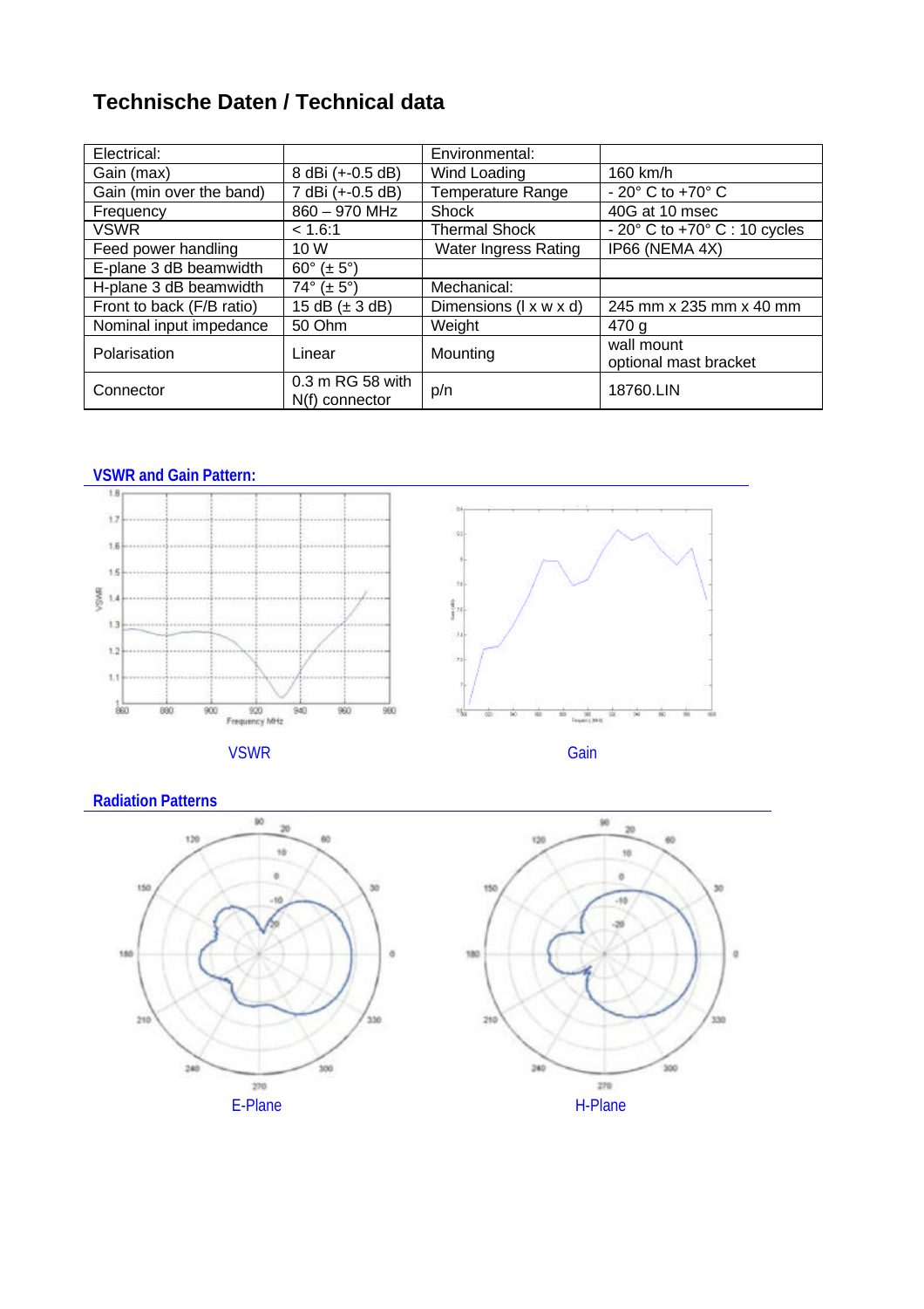# Technische Daten / Technical data

| Electrical: | | Environmental: | |
|---|---|---|---|
| Gain (max) | 8 dBi (+-0.5 dB) | Wind Loading | 160 km/h |
| Gain (min over the band) | 7 dBi (+-0.5 dB) | Temperature Range | - 20° C to +70° C |
| Frequency | 860 – 970 MHz | Shock | 40G at 10 msec |
| VSWR | < 1.6:1 | Thermal Shock | - 20° C to +70° C : 10 cycles |
| Feed power handling | 10 W | Water Ingress Rating | IP66 (NEMA 4X) |
| E-plane 3 dB beamwidth | 60° (± 5°) | | |
| H-plane 3 dB beamwidth | 74° (± 5°) | Mechanical: | |
| Front to back (F/B ratio) | 15 dB (± 3 dB) | Dimensions (l x w x d) | 245 mm x 235 mm x 40 mm |
| Nominal input impedance | 50 Ohm | Weight | 470 g |
| Polarisation | Linear | Mounting | wall mount<br>optional mast bracket |
| Connector | 0.3 m RG 58 with N(f) connector | p/n | 18760.LIN |

## VSWR and Gain Pattern:

VSWR

Gain

## Radiation Patterns

E-Plane

H-Plane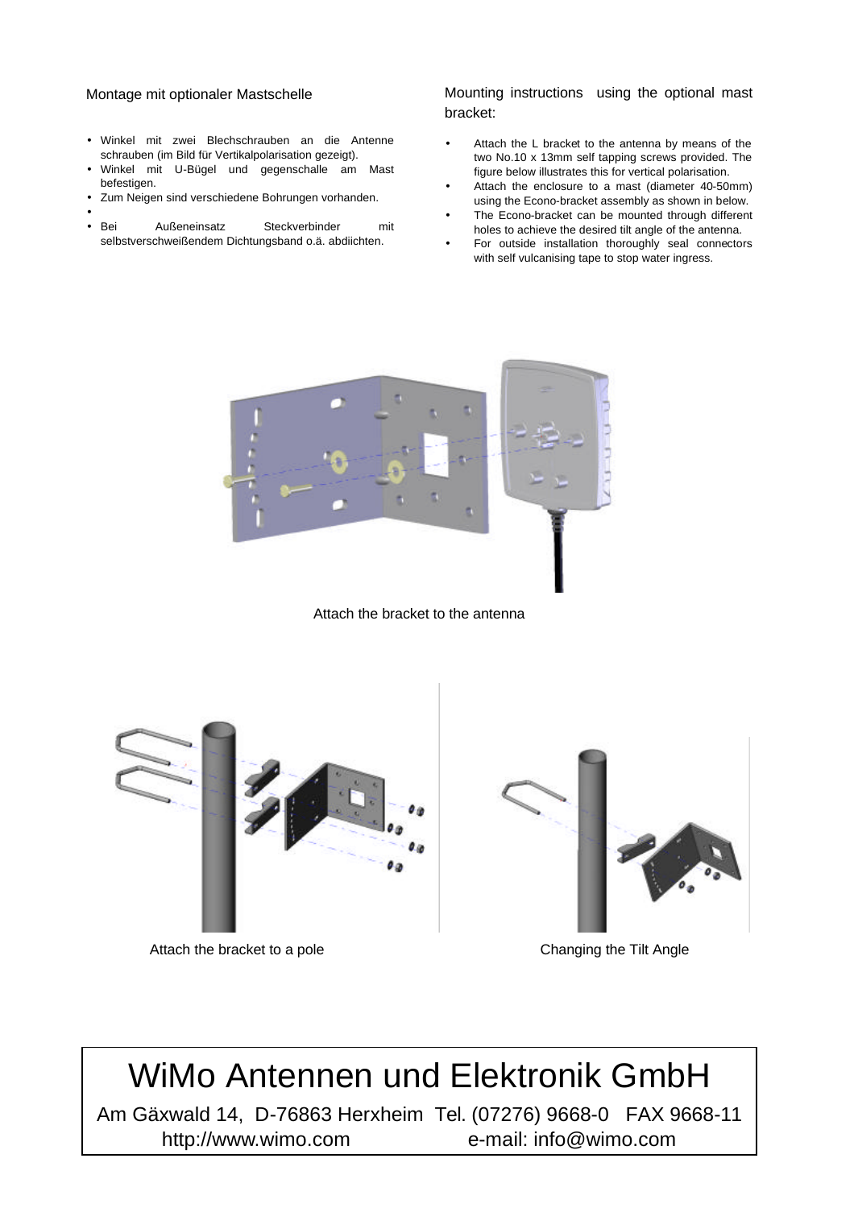Montage mit optionaler Mastschelle

- Winkel mit zwei Blechschrauben an die Antenne schrauben (im Bild für Vertikalpolarisation gezeigt).
- Winkel mit U-Bügel und gegenschalle am Mast befestigen.
- Zum Neigen sind verschiedene Bohrungen vorhanden.
- 
- Bei Außeneinsatz Steckverbinder mit selbstverschweißendem Dichtungsband o.ä. abdiichten.

Mounting instructions using the optional mast bracket:

- Attach the L bracket to the antenna by means of the two No.10 x 13mm self tapping screws provided. The figure below illustrates this for vertical polarisation.
- Attach the enclosure to a mast (diameter 40-50mm) using the Econo-bracket assembly as shown in below.
- The Econo-bracket can be mounted through different holes to achieve the desired tilt angle of the antenna.
- For outside installation thoroughly seal connectors with self vulcanising tape to stop water ingress.

Attach the bracket to the antenna

Attach the bracket to a pole

Changing the Tilt Angle

# WiMo Antennen und Elektronik GmbH

Am Gäxwald 14, D-76863 Herxheim Tel. (07276) 9668-0 FAX 9668-11
http://www.wimo.com e-mail: info@wimo.com